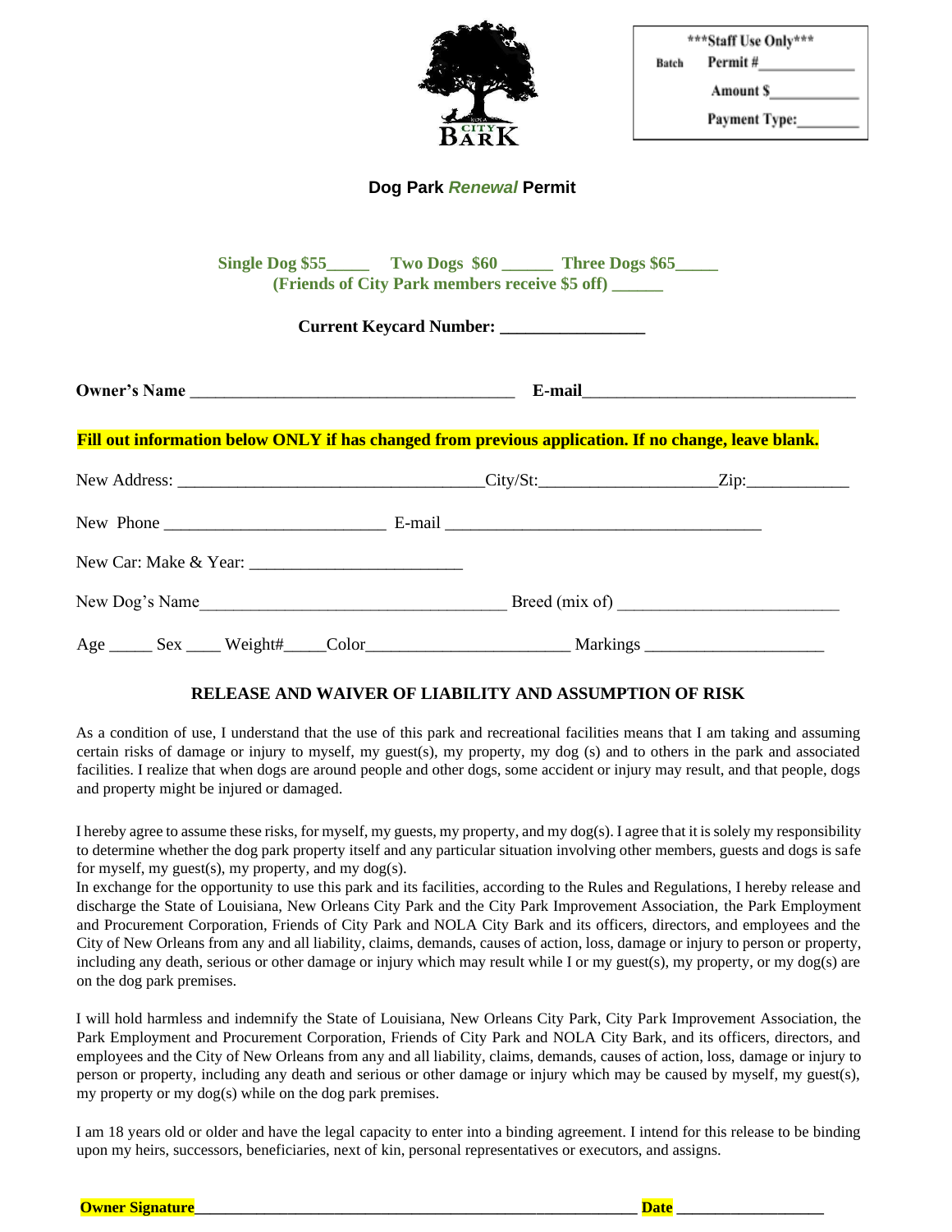NOLA CITY BARK

| ***Staff Use Only*** | |
|---|---|
| Batch | Permit #\_\_\_\_\_\_\_\_\_\_\_\_ |
| | Amount $\_\_\_\_\_\_\_\_\_\_\_ |
| | Payment Type:\_\_\_\_\_\_\_\_ |

## Dog Park *Renewal* Permit

**Single Dog $55\_\_\_\_\_ Two Dogs $60 \_\_\_\_\_\_ Three Dogs $65\_\_\_\_\_**
**(Friends of City Park members receive $5 off) \_\_\_\_\_\_**

**Current Keycard Number: \_\_\_\_\_\_\_\_\_\_\_\_\_\_\_\_\_**

**Owner's Name** \_\_\_\_\_\_\_\_\_\_\_\_\_\_\_\_\_\_\_\_\_\_\_\_\_\_\_\_\_\_\_\_\_\_\_\_\_\_ **E-mail**\_\_\_\_\_\_\_\_\_\_\_\_\_\_\_\_\_\_\_\_\_\_\_\_\_\_\_\_\_\_\_\_

**Fill out information below ONLY if has changed from previous application. If no change, leave blank.**

New Address: \_\_\_\_\_\_\_\_\_\_\_\_\_\_\_\_\_\_\_\_\_\_\_\_\_\_\_\_\_\_\_\_\_\_\_City/St:\_\_\_\_\_\_\_\_\_\_\_\_\_\_\_\_\_\_\_\_Zip:\_\_\_\_\_\_\_\_\_\_\_\_

New Phone \_\_\_\_\_\_\_\_\_\_\_\_\_\_\_\_\_\_\_\_\_\_\_\_\_\_ E-mail \_\_\_\_\_\_\_\_\_\_\_\_\_\_\_\_\_\_\_\_\_\_\_\_\_\_\_\_\_\_\_\_\_\_\_\_\_

New Car: Make & Year: \_\_\_\_\_\_\_\_\_\_\_\_\_\_\_\_\_\_\_\_\_\_\_\_\_

New Dog's Name\_\_\_\_\_\_\_\_\_\_\_\_\_\_\_\_\_\_\_\_\_\_\_\_\_\_\_\_\_\_\_\_\_\_\_\_ Breed (mix of) \_\_\_\_\_\_\_\_\_\_\_\_\_\_\_\_\_\_\_\_\_\_\_\_\_

Age \_\_\_\_\_ Sex \_\_\_\_ Weight#\_\_\_\_\_Color\_\_\_\_\_\_\_\_\_\_\_\_\_\_\_\_\_\_\_\_\_\_\_\_ Markings \_\_\_\_\_\_\_\_\_\_\_\_\_\_\_\_\_\_\_\_\_

### RELEASE AND WAIVER OF LIABILITY AND ASSUMPTION OF RISK

As a condition of use, I understand that the use of this park and recreational facilities means that I am taking and assuming certain risks of damage or injury to myself, my guest(s), my property, my dog (s) and to others in the park and associated facilities. I realize that when dogs are around people and other dogs, some accident or injury may result, and that people, dogs and property might be injured or damaged.

I hereby agree to assume these risks, for myself, my guests, my property, and my dog(s). I agree that it is solely my responsibility to determine whether the dog park property itself and any particular situation involving other members, guests and dogs is safe for myself, my guest(s), my property, and my dog(s).
In exchange for the opportunity to use this park and its facilities, according to the Rules and Regulations, I hereby release and discharge the State of Louisiana, New Orleans City Park and the City Park Improvement Association, the Park Employment and Procurement Corporation, Friends of City Park and NOLA City Bark and its officers, directors, and employees and the City of New Orleans from any and all liability, claims, demands, causes of action, loss, damage or injury to person or property, including any death, serious or other damage or injury which may result while I or my guest(s), my property, or my dog(s) are on the dog park premises.

I will hold harmless and indemnify the State of Louisiana, New Orleans City Park, City Park Improvement Association, the Park Employment and Procurement Corporation, Friends of City Park and NOLA City Bark, and its officers, directors, and employees and the City of New Orleans from any and all liability, claims, demands, causes of action, loss, damage or injury to person or property, including any death and serious or other damage or injury which may be caused by myself, my guest(s), my property or my dog(s) while on the dog park premises.

I am 18 years old or older and have the legal capacity to enter into a binding agreement. I intend for this release to be binding upon my heirs, successors, beneficiaries, next of kin, personal representatives or executors, and assigns.

**Owner Signature**\_\_\_\_\_\_\_\_\_\_\_\_\_\_\_\_\_\_\_\_\_\_\_\_\_\_\_\_\_\_\_\_\_\_\_\_\_\_\_\_\_\_\_\_\_\_\_\_\_\_\_\_\_ **Date** \_\_\_\_\_\_\_\_\_\_\_\_\_\_\_\_\_\_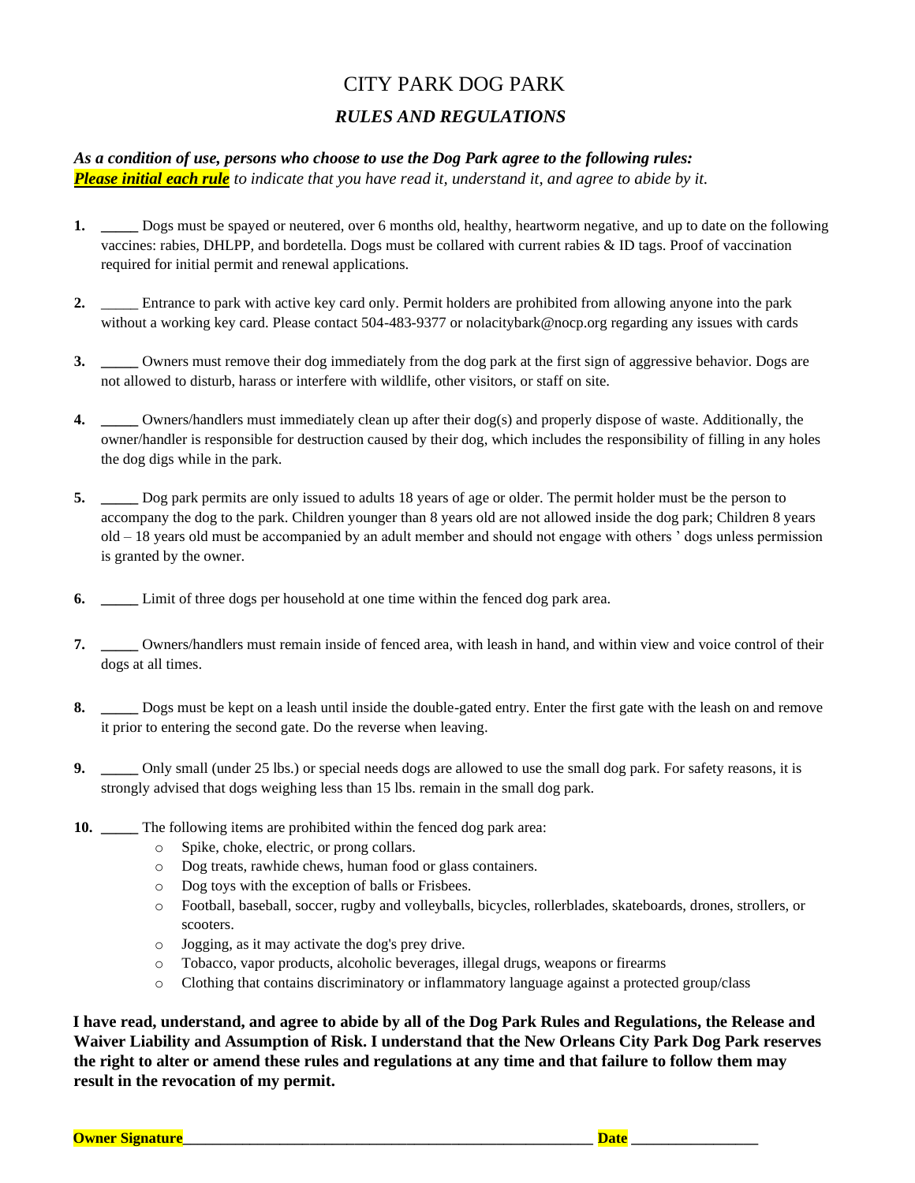# CITY PARK DOG PARK

## *RULES AND REGULATIONS*

***As a condition of use, persons who choose to use the Dog Park agree to the following rules:***
***Please initial each rule*** *to indicate that you have read it, understand it, and agree to abide by it.*

1. **_____** Dogs must be spayed or neutered, over 6 months old, healthy, heartworm negative, and up to date on the following vaccines: rabies, DHLPP, and bordetella. Dogs must be collared with current rabies & ID tags. Proof of vaccination required for initial permit and renewal applications.

2. _____ Entrance to park with active key card only. Permit holders are prohibited from allowing anyone into the park without a working key card. Please contact 504-483-9377 or nolacitybark@nocp.org regarding any issues with cards

3. **_____** Owners must remove their dog immediately from the dog park at the first sign of aggressive behavior. Dogs are not allowed to disturb, harass or interfere with wildlife, other visitors, or staff on site.

4. **_____** Owners/handlers must immediately clean up after their dog(s) and properly dispose of waste. Additionally, the owner/handler is responsible for destruction caused by their dog, which includes the responsibility of filling in any holes the dog digs while in the park.

5. **_____** Dog park permits are only issued to adults 18 years of age or older. The permit holder must be the person to accompany the dog to the park. Children younger than 8 years old are not allowed inside the dog park; Children 8 years old – 18 years old must be accompanied by an adult member and should not engage with others ' dogs unless permission is granted by the owner.

6. **_____** Limit of three dogs per household at one time within the fenced dog park area.

7. **_____** Owners/handlers must remain inside of fenced area, with leash in hand, and within view and voice control of their dogs at all times.

8. **_____** Dogs must be kept on a leash until inside the double-gated entry. Enter the first gate with the leash on and remove it prior to entering the second gate. Do the reverse when leaving.

9. **_____** Only small (under 25 lbs.) or special needs dogs are allowed to use the small dog park. For safety reasons, it is strongly advised that dogs weighing less than 15 lbs. remain in the small dog park.

10. **_____** The following items are prohibited within the fenced dog park area:
    - Spike, choke, electric, or prong collars.
    - Dog treats, rawhide chews, human food or glass containers.
    - Dog toys with the exception of balls or Frisbees.
    - Football, baseball, soccer, rugby and volleyballs, bicycles, rollerblades, skateboards, drones, strollers, or scooters.
    - Jogging, as it may activate the dog's prey drive.
    - Tobacco, vapor products, alcoholic beverages, illegal drugs, weapons or firearms
    - Clothing that contains discriminatory or inflammatory language against a protected group/class

**I have read, understand, and agree to abide by all of the Dog Park Rules and Regulations, the Release and Waiver Liability and Assumption of Risk. I understand that the New Orleans City Park Dog Park reserves the right to alter or amend these rules and regulations at any time and that failure to follow them may result in the revocation of my permit.**

**Owner Signature**_______________________________________________________ **Date** ________________